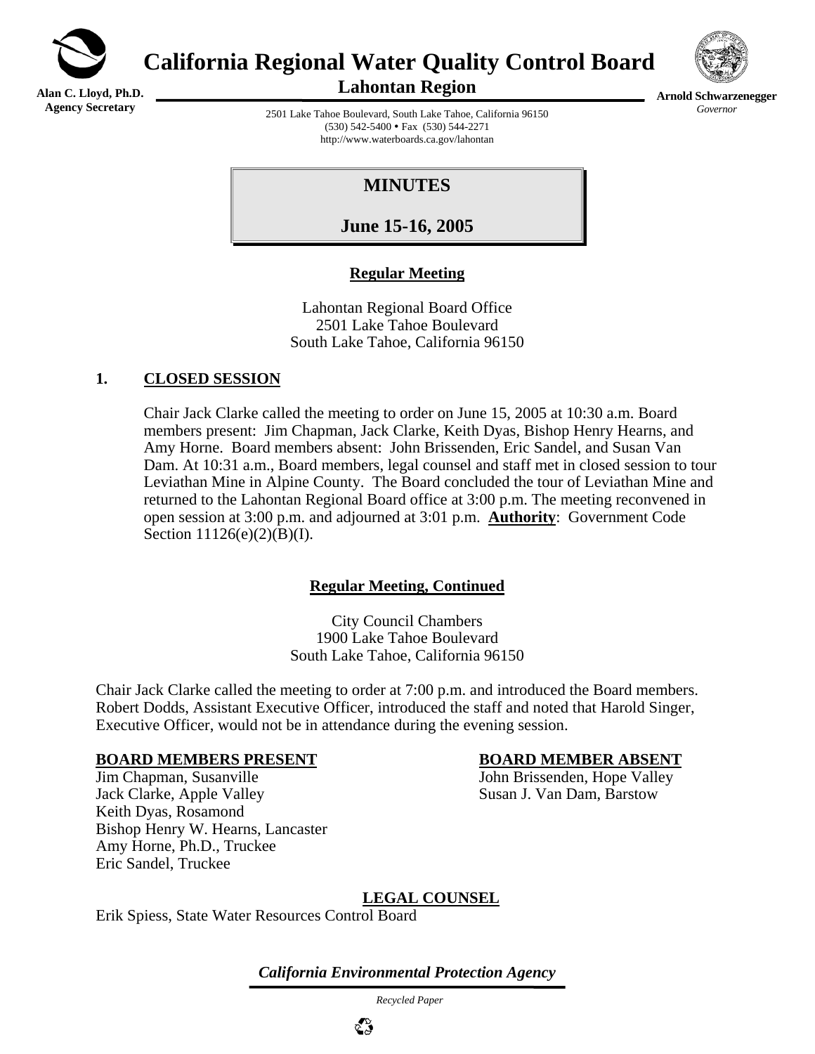**Alan C. Lloyd, Ph.D.**
**Agency Secretary**

# California Regional Water Quality Control Board

## Lahontan Region

**Arnold Schwarzenegger**
*Governor*

2501 Lake Tahoe Boulevard, South Lake Tahoe, California 96150
(530) 542-5400 • Fax (530) 544-2271
http://www.waterboards.ca.gov/lahontan

# MINUTES

## June 15-16, 2005

### Regular Meeting

Lahontan Regional Board Office
2501 Lake Tahoe Boulevard
South Lake Tahoe, California 96150

### 1. CLOSED SESSION

Chair Jack Clarke called the meeting to order on June 15, 2005 at 10:30 a.m. Board members present: Jim Chapman, Jack Clarke, Keith Dyas, Bishop Henry Hearns, and Amy Horne. Board members absent: John Brissenden, Eric Sandel, and Susan Van Dam. At 10:31 a.m., Board members, legal counsel and staff met in closed session to tour Leviathan Mine in Alpine County. The Board concluded the tour of Leviathan Mine and returned to the Lahontan Regional Board office at 3:00 p.m. The meeting reconvened in open session at 3:00 p.m. and adjourned at 3:01 p.m. **Authority**: Government Code Section 11126(e)(2)(B)(I).

### Regular Meeting, Continued

City Council Chambers
1900 Lake Tahoe Boulevard
South Lake Tahoe, California 96150

Chair Jack Clarke called the meeting to order at 7:00 p.m. and introduced the Board members. Robert Dodds, Assistant Executive Officer, introduced the staff and noted that Harold Singer, Executive Officer, would not be in attendance during the evening session.

**BOARD MEMBERS PRESENT**

Jim Chapman, Susanville
Jack Clarke, Apple Valley
Keith Dyas, Rosamond
Bishop Henry W. Hearns, Lancaster
Amy Horne, Ph.D., Truckee
Eric Sandel, Truckee

**BOARD MEMBER ABSENT**

John Brissenden, Hope Valley
Susan J. Van Dam, Barstow

**LEGAL COUNSEL**

Erik Spiess, State Water Resources Control Board

*California Environmental Protection Agency*

*Recycled Paper*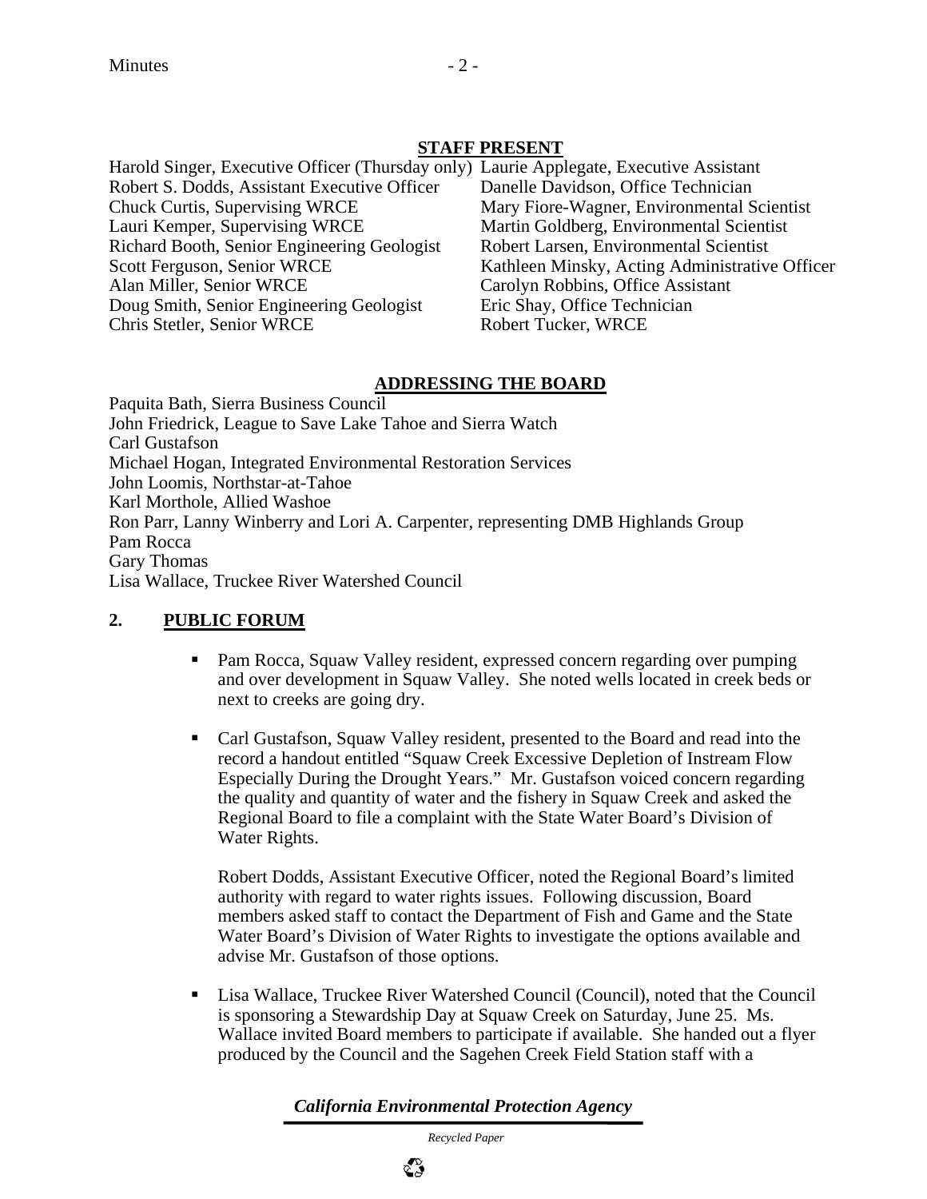## STAFF PRESENT

Harold Singer, Executive Officer (Thursday only)
Robert S. Dodds, Assistant Executive Officer
Chuck Curtis, Supervising WRCE
Lauri Kemper, Supervising WRCE
Richard Booth, Senior Engineering Geologist
Scott Ferguson, Senior WRCE
Alan Miller, Senior WRCE
Doug Smith, Senior Engineering Geologist
Chris Stetler, Senior WRCE
Laurie Applegate, Executive Assistant
Danelle Davidson, Office Technician
Mary Fiore-Wagner, Environmental Scientist
Martin Goldberg, Environmental Scientist
Robert Larsen, Environmental Scientist
Kathleen Minsky, Acting Administrative Officer
Carolyn Robbins, Office Assistant
Eric Shay, Office Technician
Robert Tucker, WRCE

## ADDRESSING THE BOARD

Paquita Bath, Sierra Business Council
John Friedrick, League to Save Lake Tahoe and Sierra Watch
Carl Gustafson
Michael Hogan, Integrated Environmental Restoration Services
John Loomis, Northstar-at-Tahoe
Karl Morthole, Allied Washoe
Ron Parr, Lanny Winberry and Lori A. Carpenter, representing DMB Highlands Group
Pam Rocca
Gary Thomas
Lisa Wallace, Truckee River Watershed Council

## 2. PUBLIC FORUM

- Pam Rocca, Squaw Valley resident, expressed concern regarding over pumping and over development in Squaw Valley. She noted wells located in creek beds or next to creeks are going dry.

- Carl Gustafson, Squaw Valley resident, presented to the Board and read into the record a handout entitled "Squaw Creek Excessive Depletion of Instream Flow Especially During the Drought Years." Mr. Gustafson voiced concern regarding the quality and quantity of water and the fishery in Squaw Creek and asked the Regional Board to file a complaint with the State Water Board's Division of Water Rights.

  Robert Dodds, Assistant Executive Officer, noted the Regional Board's limited authority with regard to water rights issues. Following discussion, Board members asked staff to contact the Department of Fish and Game and the State Water Board's Division of Water Rights to investigate the options available and advise Mr. Gustafson of those options.

- Lisa Wallace, Truckee River Watershed Council (Council), noted that the Council is sponsoring a Stewardship Day at Squaw Creek on Saturday, June 25. Ms. Wallace invited Board members to participate if available. She handed out a flyer produced by the Council and the Sagehen Creek Field Station staff with a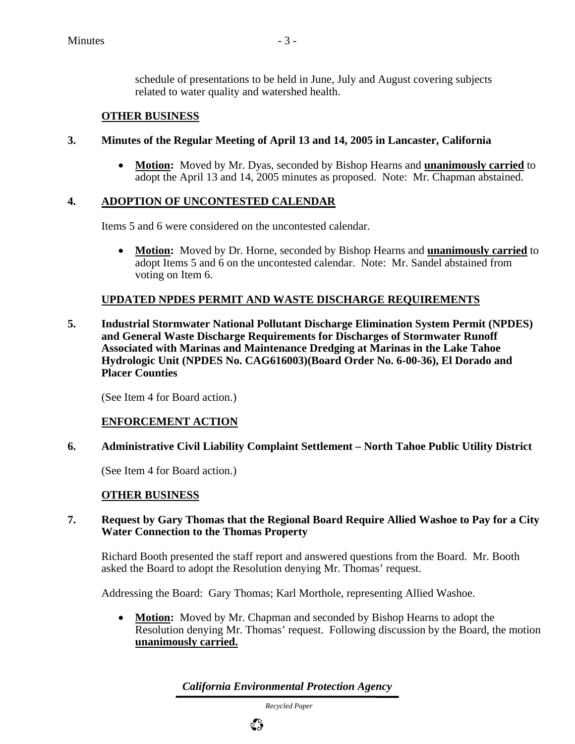schedule of presentations to be held in June, July and August covering subjects related to water quality and watershed health.

**OTHER BUSINESS**

**3. Minutes of the Regular Meeting of April 13 and 14, 2005 in Lancaster, California**

- **Motion:** Moved by Mr. Dyas, seconded by Bishop Hearns and **unanimously carried** to adopt the April 13 and 14, 2005 minutes as proposed. Note: Mr. Chapman abstained.

**4. ADOPTION OF UNCONTESTED CALENDAR**

Items 5 and 6 were considered on the uncontested calendar.

- **Motion:** Moved by Dr. Horne, seconded by Bishop Hearns and **unanimously carried** to adopt Items 5 and 6 on the uncontested calendar. Note: Mr. Sandel abstained from voting on Item 6.

**UPDATED NPDES PERMIT AND WASTE DISCHARGE REQUIREMENTS**

**5. Industrial Stormwater National Pollutant Discharge Elimination System Permit (NPDES) and General Waste Discharge Requirements for Discharges of Stormwater Runoff Associated with Marinas and Maintenance Dredging at Marinas in the Lake Tahoe Hydrologic Unit (NPDES No. CAG616003)(Board Order No. 6-00-36), El Dorado and Placer Counties**

(See Item 4 for Board action.)

**ENFORCEMENT ACTION**

**6. Administrative Civil Liability Complaint Settlement – North Tahoe Public Utility District**

(See Item 4 for Board action.)

**OTHER BUSINESS**

**7. Request by Gary Thomas that the Regional Board Require Allied Washoe to Pay for a City Water Connection to the Thomas Property**

Richard Booth presented the staff report and answered questions from the Board. Mr. Booth asked the Board to adopt the Resolution denying Mr. Thomas' request.

Addressing the Board: Gary Thomas; Karl Morthole, representing Allied Washoe.

- **Motion:** Moved by Mr. Chapman and seconded by Bishop Hearns to adopt the Resolution denying Mr. Thomas' request. Following discussion by the Board, the motion **unanimously carried.**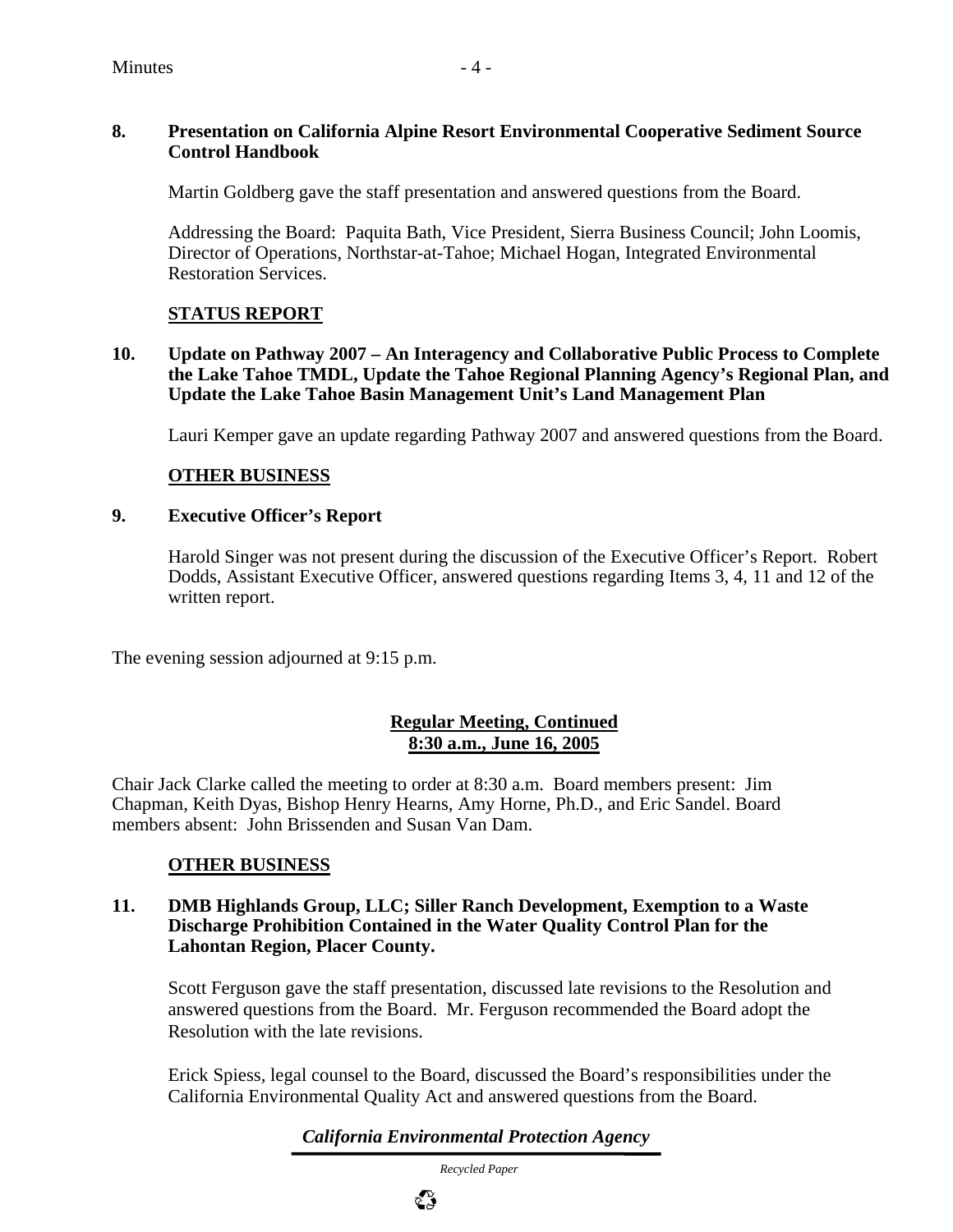**8. Presentation on California Alpine Resort Environmental Cooperative Sediment Source Control Handbook**

Martin Goldberg gave the staff presentation and answered questions from the Board.

Addressing the Board: Paquita Bath, Vice President, Sierra Business Council; John Loomis, Director of Operations, Northstar-at-Tahoe; Michael Hogan, Integrated Environmental Restoration Services.

**STATUS REPORT**

**10. Update on Pathway 2007 – An Interagency and Collaborative Public Process to Complete the Lake Tahoe TMDL, Update the Tahoe Regional Planning Agency's Regional Plan, and Update the Lake Tahoe Basin Management Unit's Land Management Plan**

Lauri Kemper gave an update regarding Pathway 2007 and answered questions from the Board.

**OTHER BUSINESS**

**9. Executive Officer's Report**

Harold Singer was not present during the discussion of the Executive Officer's Report. Robert Dodds, Assistant Executive Officer, answered questions regarding Items 3, 4, 11 and 12 of the written report.

The evening session adjourned at 9:15 p.m.

**Regular Meeting, Continued**
**8:30 a.m., June 16, 2005**

Chair Jack Clarke called the meeting to order at 8:30 a.m. Board members present: Jim Chapman, Keith Dyas, Bishop Henry Hearns, Amy Horne, Ph.D., and Eric Sandel. Board members absent: John Brissenden and Susan Van Dam.

**OTHER BUSINESS**

**11. DMB Highlands Group, LLC; Siller Ranch Development, Exemption to a Waste Discharge Prohibition Contained in the Water Quality Control Plan for the Lahontan Region, Placer County.**

Scott Ferguson gave the staff presentation, discussed late revisions to the Resolution and answered questions from the Board. Mr. Ferguson recommended the Board adopt the Resolution with the late revisions.

Erick Spiess, legal counsel to the Board, discussed the Board's responsibilities under the California Environmental Quality Act and answered questions from the Board.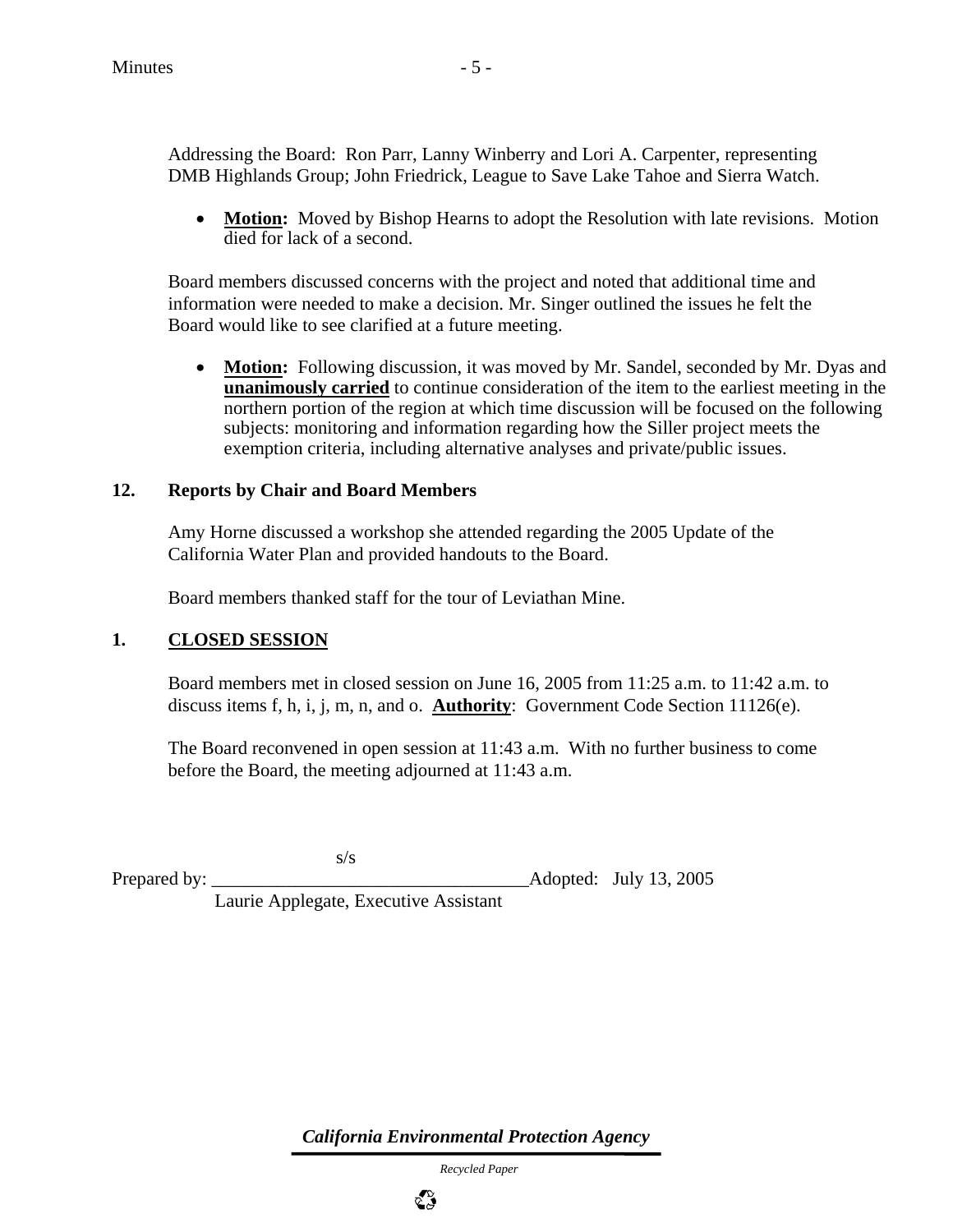Addressing the Board: Ron Parr, Lanny Winberry and Lori A. Carpenter, representing DMB Highlands Group; John Friedrick, League to Save Lake Tahoe and Sierra Watch.

- **Motion:** Moved by Bishop Hearns to adopt the Resolution with late revisions. Motion died for lack of a second.

Board members discussed concerns with the project and noted that additional time and information were needed to make a decision. Mr. Singer outlined the issues he felt the Board would like to see clarified at a future meeting.

- **Motion:** Following discussion, it was moved by Mr. Sandel, seconded by Mr. Dyas and **unanimously carried** to continue consideration of the item to the earliest meeting in the northern portion of the region at which time discussion will be focused on the following subjects: monitoring and information regarding how the Siller project meets the exemption criteria, including alternative analyses and private/public issues.

## 12. Reports by Chair and Board Members

Amy Horne discussed a workshop she attended regarding the 2005 Update of the California Water Plan and provided handouts to the Board.

Board members thanked staff for the tour of Leviathan Mine.

## 1. CLOSED SESSION

Board members met in closed session on June 16, 2005 from 11:25 a.m. to 11:42 a.m. to discuss items f, h, i, j, m, n, and o. **Authority**: Government Code Section 11126(e).

The Board reconvened in open session at 11:43 a.m. With no further business to come before the Board, the meeting adjourned at 11:43 a.m.

s/s

Prepared by: ________________________________ Adopted: July 13, 2005

Laurie Applegate, Executive Assistant

*California Environmental Protection Agency*

*Recycled Paper*